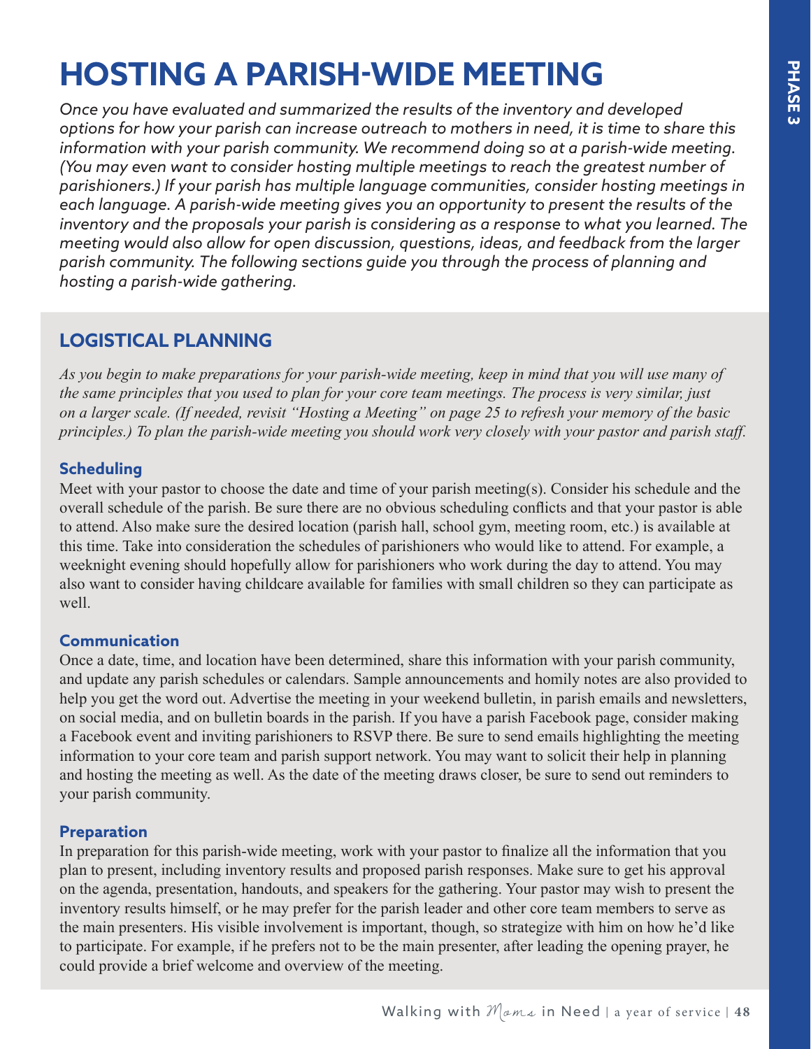# HOSTING A PARISH-WIDE MEETING

*Once you have evaluated and summarized the results of the inventory and developed options for how your parish can increase outreach to mothers in need, it is time to share this information with your parish community. We recommend doing so at a parish-wide meeting. (You may even want to consider hosting multiple meetings to reach the greatest number of parishioners.) If your parish has multiple language communities, consider hosting meetings in each language. A parish-wide meeting gives you an opportunity to present the results of the inventory and the proposals your parish is considering as a response to what you learned. The meeting would also allow for open discussion, questions, ideas, and feedback from the larger parish community. The following sections guide you through the process of planning and hosting a parish-wide gathering.*

## LOGISTICAL PLANNING

*As you begin to make preparations for your parish-wide meeting, keep in mind that you will use many of the same principles that you used to plan for your core team meetings. The process is very similar, just on a larger scale. (If needed, revisit "Hosting a Meeting" on page 25 to refresh your memory of the basic principles.) To plan the parish-wide meeting you should work very closely with your pastor and parish staff.*

### Scheduling

Meet with your pastor to choose the date and time of your parish meeting(s). Consider his schedule and the overall schedule of the parish. Be sure there are no obvious scheduling conflicts and that your pastor is able to attend. Also make sure the desired location (parish hall, school gym, meeting room, etc.) is available at this time. Take into consideration the schedules of parishioners who would like to attend. For example, a weeknight evening should hopefully allow for parishioners who work during the day to attend. You may also want to consider having childcare available for families with small children so they can participate as well.

### Communication

Once a date, time, and location have been determined, share this information with your parish community, and update any parish schedules or calendars. Sample announcements and homily notes are also provided to help you get the word out. Advertise the meeting in your weekend bulletin, in parish emails and newsletters, on social media, and on bulletin boards in the parish. If you have a parish Facebook page, consider making a Facebook event and inviting parishioners to RSVP there. Be sure to send emails highlighting the meeting information to your core team and parish support network. You may want to solicit their help in planning and hosting the meeting as well. As the date of the meeting draws closer, be sure to send out reminders to your parish community.

### Preparation

In preparation for this parish-wide meeting, work with your pastor to finalize all the information that you plan to present, including inventory results and proposed parish responses. Make sure to get his approval on the agenda, presentation, handouts, and speakers for the gathering. Your pastor may wish to present the inventory results himself, or he may prefer for the parish leader and other core team members to serve as the main presenters. His visible involvement is important, though, so strategize with him on how he'd like to participate. For example, if he prefers not to be the main presenter, after leading the opening prayer, he could provide a brief welcome and overview of the meeting.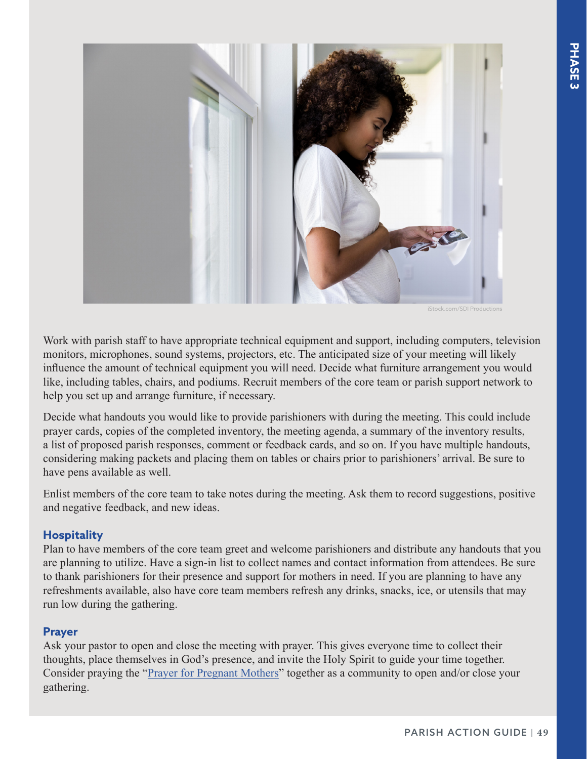iStock.com/SDI Productions

Work with parish staff to have appropriate technical equipment and support, including computers, television monitors, microphones, sound systems, projectors, etc. The anticipated size of your meeting will likely influence the amount of technical equipment you will need. Decide what furniture arrangement you would like, including tables, chairs, and podiums. Recruit members of the core team or parish support network to help you set up and arrange furniture, if necessary.

Decide what handouts you would like to provide parishioners with during the meeting. This could include prayer cards, copies of the completed inventory, the meeting agenda, a summary of the inventory results, a list of proposed parish responses, comment or feedback cards, and so on. If you have multiple handouts, considering making packets and placing them on tables or chairs prior to parishioners' arrival. Be sure to have pens available as well.

Enlist members of the core team to take notes during the meeting. Ask them to record suggestions, positive and negative feedback, and new ideas.

### Hospitality

Plan to have members of the core team greet and welcome parishioners and distribute any handouts that you are planning to utilize. Have a sign-in list to collect names and contact information from attendees. Be sure to thank parishioners for their presence and support for mothers in need. If you are planning to have any refreshments available, also have core team members refresh any drinks, snacks, ice, or utensils that may run low during the gathering.

### Prayer

Ask your pastor to open and close the meeting with prayer. This gives everyone time to collect their thoughts, place themselves in God's presence, and invite the Holy Spirit to guide your time together. Consider praying the "Prayer for Pregnant Mothers" together as a community to open and/or close your gathering.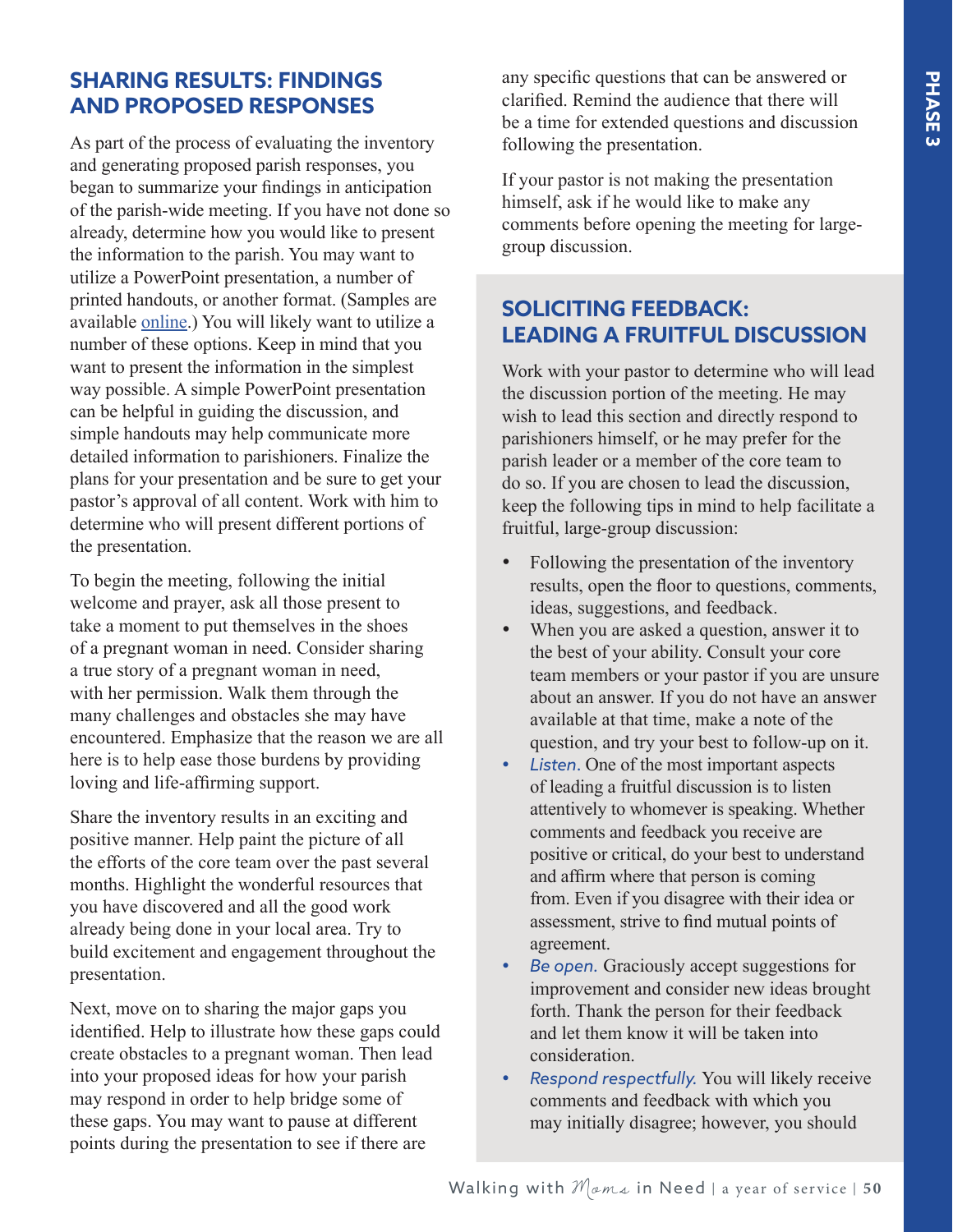## SHARING RESULTS: FINDINGS AND PROPOSED RESPONSES

As part of the process of evaluating the inventory and generating proposed parish responses, you began to summarize your findings in anticipation of the parish-wide meeting. If you have not done so already, determine how you would like to present the information to the parish. You may want to utilize a PowerPoint presentation, a number of printed handouts, or another format. (Samples are available online.) You will likely want to utilize a number of these options. Keep in mind that you want to present the information in the simplest way possible. A simple PowerPoint presentation can be helpful in guiding the discussion, and simple handouts may help communicate more detailed information to parishioners. Finalize the plans for your presentation and be sure to get your pastor's approval of all content. Work with him to determine who will present different portions of the presentation.

To begin the meeting, following the initial welcome and prayer, ask all those present to take a moment to put themselves in the shoes of a pregnant woman in need. Consider sharing a true story of a pregnant woman in need, with her permission. Walk them through the many challenges and obstacles she may have encountered. Emphasize that the reason we are all here is to help ease those burdens by providing loving and life-affirming support.

Share the inventory results in an exciting and positive manner. Help paint the picture of all the efforts of the core team over the past several months. Highlight the wonderful resources that you have discovered and all the good work already being done in your local area. Try to build excitement and engagement throughout the presentation.

Next, move on to sharing the major gaps you identified. Help to illustrate how these gaps could create obstacles to a pregnant woman. Then lead into your proposed ideas for how your parish may respond in order to help bridge some of these gaps. You may want to pause at different points during the presentation to see if there are any specific questions that can be answered or clarified. Remind the audience that there will be a time for extended questions and discussion following the presentation.

If your pastor is not making the presentation himself, ask if he would like to make any comments before opening the meeting for large-group discussion.

## SOLICITING FEEDBACK: LEADING A FRUITFUL DISCUSSION

Work with your pastor to determine who will lead the discussion portion of the meeting. He may wish to lead this section and directly respond to parishioners himself, or he may prefer for the parish leader or a member of the core team to do so. If you are chosen to lead the discussion, keep the following tips in mind to help facilitate a fruitful, large-group discussion:

- Following the presentation of the inventory results, open the floor to questions, comments, ideas, suggestions, and feedback.
- When you are asked a question, answer it to the best of your ability. Consult your core team members or your pastor if you are unsure about an answer. If you do not have an answer available at that time, make a note of the question, and try your best to follow-up on it.
- *Listen.* One of the most important aspects of leading a fruitful discussion is to listen attentively to whomever is speaking. Whether comments and feedback you receive are positive or critical, do your best to understand and affirm where that person is coming from. Even if you disagree with their idea or assessment, strive to find mutual points of agreement.
- *Be open.* Graciously accept suggestions for improvement and consider new ideas brought forth. Thank the person for their feedback and let them know it will be taken into consideration.
- *Respond respectfully.* You will likely receive comments and feedback with which you may initially disagree; however, you should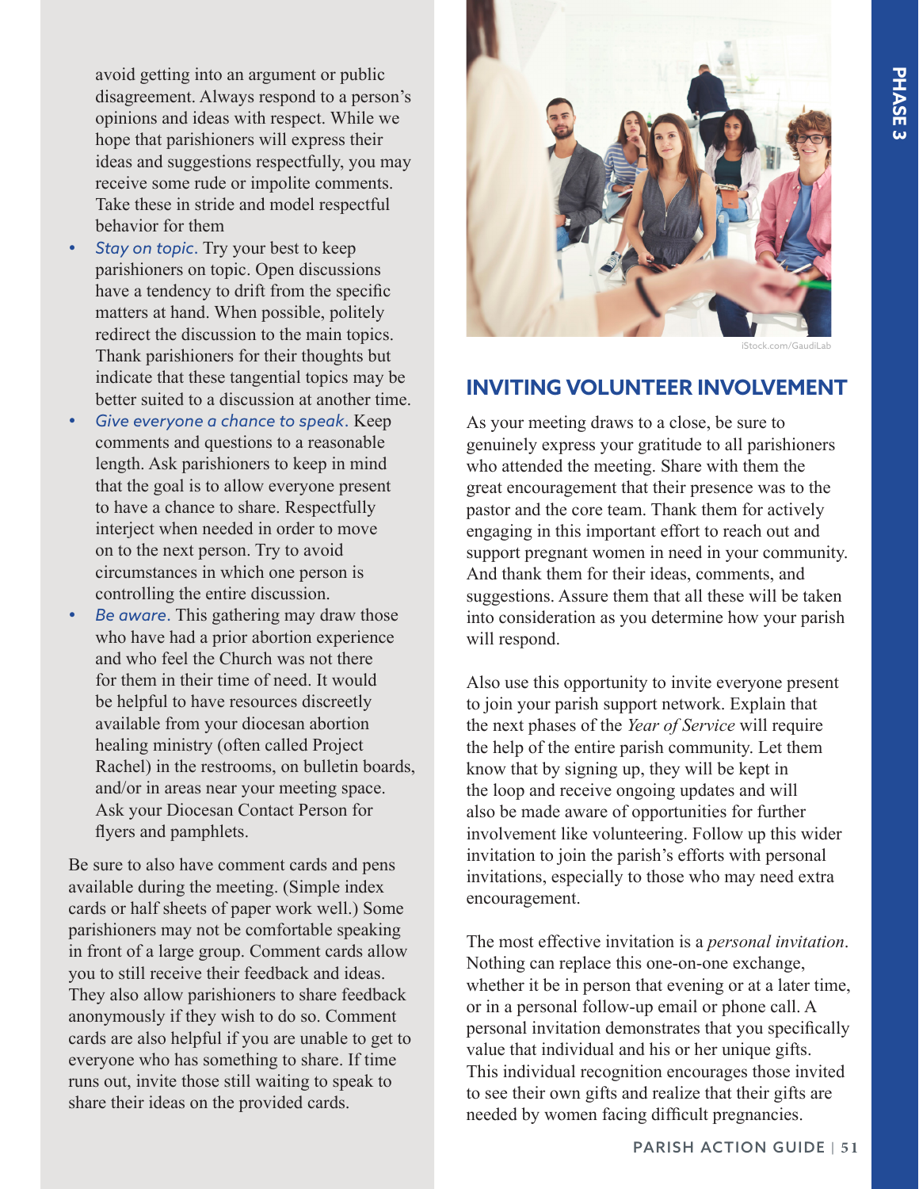avoid getting into an argument or public disagreement. Always respond to a person's opinions and ideas with respect. While we hope that parishioners will express their ideas and suggestions respectfully, you may receive some rude or impolite comments. Take these in stride and model respectful behavior for them

- *Stay on topic.* Try your best to keep parishioners on topic. Open discussions have a tendency to drift from the specific matters at hand. When possible, politely redirect the discussion to the main topics. Thank parishioners for their thoughts but indicate that these tangential topics may be better suited to a discussion at another time.
- *Give everyone a chance to speak.* Keep comments and questions to a reasonable length. Ask parishioners to keep in mind that the goal is to allow everyone present to have a chance to share. Respectfully interject when needed in order to move on to the next person. Try to avoid circumstances in which one person is controlling the entire discussion.
- *Be aware.* This gathering may draw those who have had a prior abortion experience and who feel the Church was not there for them in their time of need. It would be helpful to have resources discreetly available from your diocesan abortion healing ministry (often called Project Rachel) in the restrooms, on bulletin boards, and/or in areas near your meeting space. Ask your Diocesan Contact Person for flyers and pamphlets.

Be sure to also have comment cards and pens available during the meeting. (Simple index cards or half sheets of paper work well.) Some parishioners may not be comfortable speaking in front of a large group. Comment cards allow you to still receive their feedback and ideas. They also allow parishioners to share feedback anonymously if they wish to do so. Comment cards are also helpful if you are unable to get to everyone who has something to share. If time runs out, invite those still waiting to speak to share their ideas on the provided cards.

iStock.com/GaudiLab

## INVITING VOLUNTEER INVOLVEMENT

As your meeting draws to a close, be sure to genuinely express your gratitude to all parishioners who attended the meeting. Share with them the great encouragement that their presence was to the pastor and the core team. Thank them for actively engaging in this important effort to reach out and support pregnant women in need in your community. And thank them for their ideas, comments, and suggestions. Assure them that all these will be taken into consideration as you determine how your parish will respond.

Also use this opportunity to invite everyone present to join your parish support network. Explain that the next phases of the *Year of Service* will require the help of the entire parish community. Let them know that by signing up, they will be kept in the loop and receive ongoing updates and will also be made aware of opportunities for further involvement like volunteering. Follow up this wider invitation to join the parish's efforts with personal invitations, especially to those who may need extra encouragement.

The most effective invitation is a *personal invitation*. Nothing can replace this one-on-one exchange, whether it be in person that evening or at a later time, or in a personal follow-up email or phone call. A personal invitation demonstrates that you specifically value that individual and his or her unique gifts. This individual recognition encourages those invited to see their own gifts and realize that their gifts are needed by women facing difficult pregnancies.